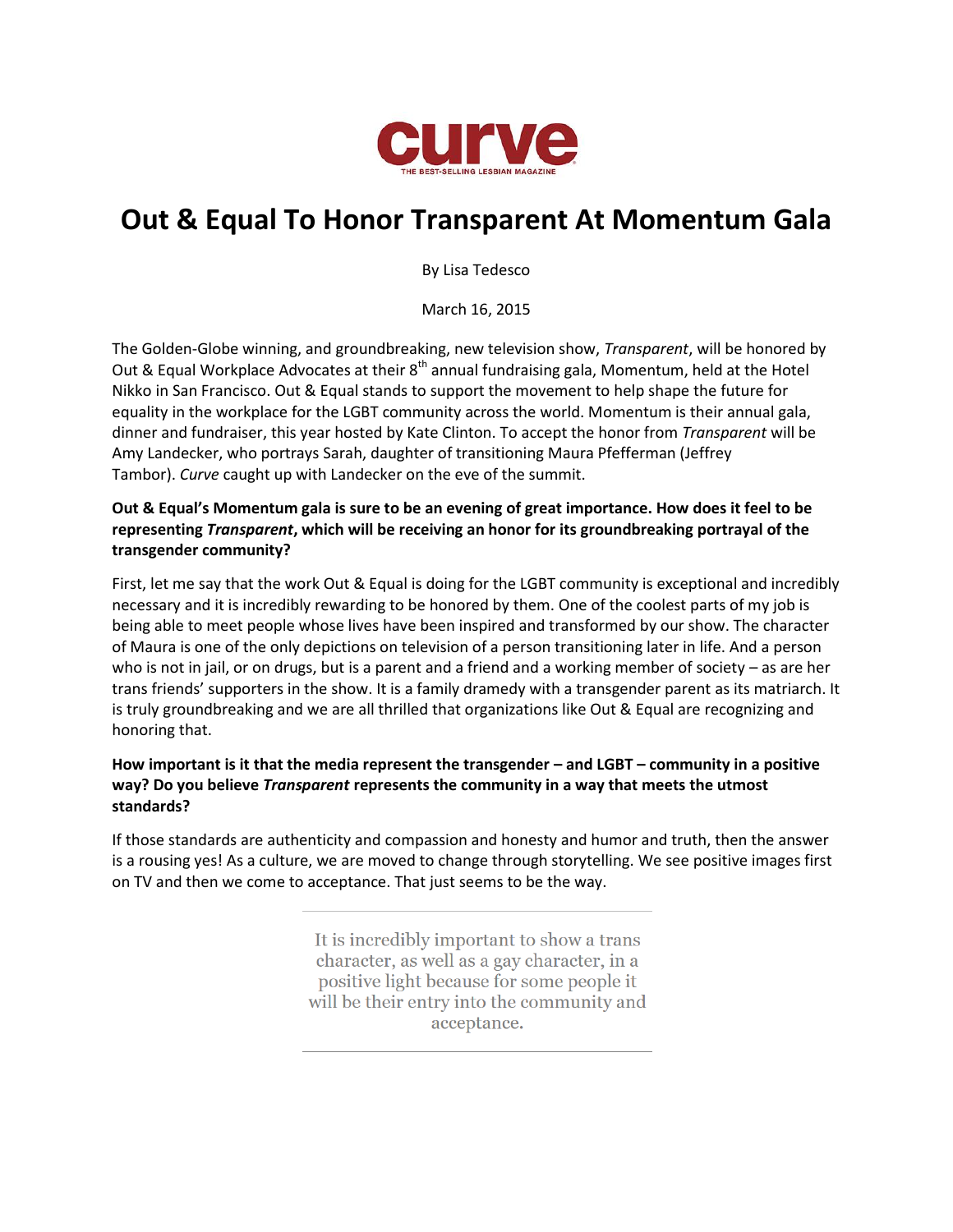**curve**

THE BEST-SELLING LESBIAN MAGAZINE

# Out & Equal To Honor Transparent At Momentum Gala

By Lisa Tedesco

March 16, 2015

The Golden-Globe winning, and groundbreaking, new television show, *Transparent*, will be honored by Out & Equal Workplace Advocates at their 8th annual fundraising gala, Momentum, held at the Hotel Nikko in San Francisco. Out & Equal stands to support the movement to help shape the future for equality in the workplace for the LGBT community across the world. Momentum is their annual gala, dinner and fundraiser, this year hosted by Kate Clinton. To accept the honor from *Transparent* will be Amy Landecker, who portrays Sarah, daughter of transitioning Maura Pfefferman (Jeffrey Tambor). *Curve* caught up with Landecker on the eve of the summit.

**Out & Equal's Momentum gala is sure to be an evening of great importance. How does it feel to be representing *Transparent*, which will be receiving an honor for its groundbreaking portrayal of the transgender community?**

First, let me say that the work Out & Equal is doing for the LGBT community is exceptional and incredibly necessary and it is incredibly rewarding to be honored by them. One of the coolest parts of my job is being able to meet people whose lives have been inspired and transformed by our show. The character of Maura is one of the only depictions on television of a person transitioning later in life. And a person who is not in jail, or on drugs, but is a parent and a friend and a working member of society – as are her trans friends' supporters in the show. It is a family dramedy with a transgender parent as its matriarch. It is truly groundbreaking and we are all thrilled that organizations like Out & Equal are recognizing and honoring that.

**How important is it that the media represent the transgender – and LGBT – community in a positive way? Do you believe *Transparent* represents the community in a way that meets the utmost standards?**

If those standards are authenticity and compassion and honesty and humor and truth, then the answer is a rousing yes! As a culture, we are moved to change through storytelling. We see positive images first on TV and then we come to acceptance. That just seems to be the way.

> It is incredibly important to show a trans character, as well as a gay character, in a positive light because for some people it will be their entry into the community and acceptance.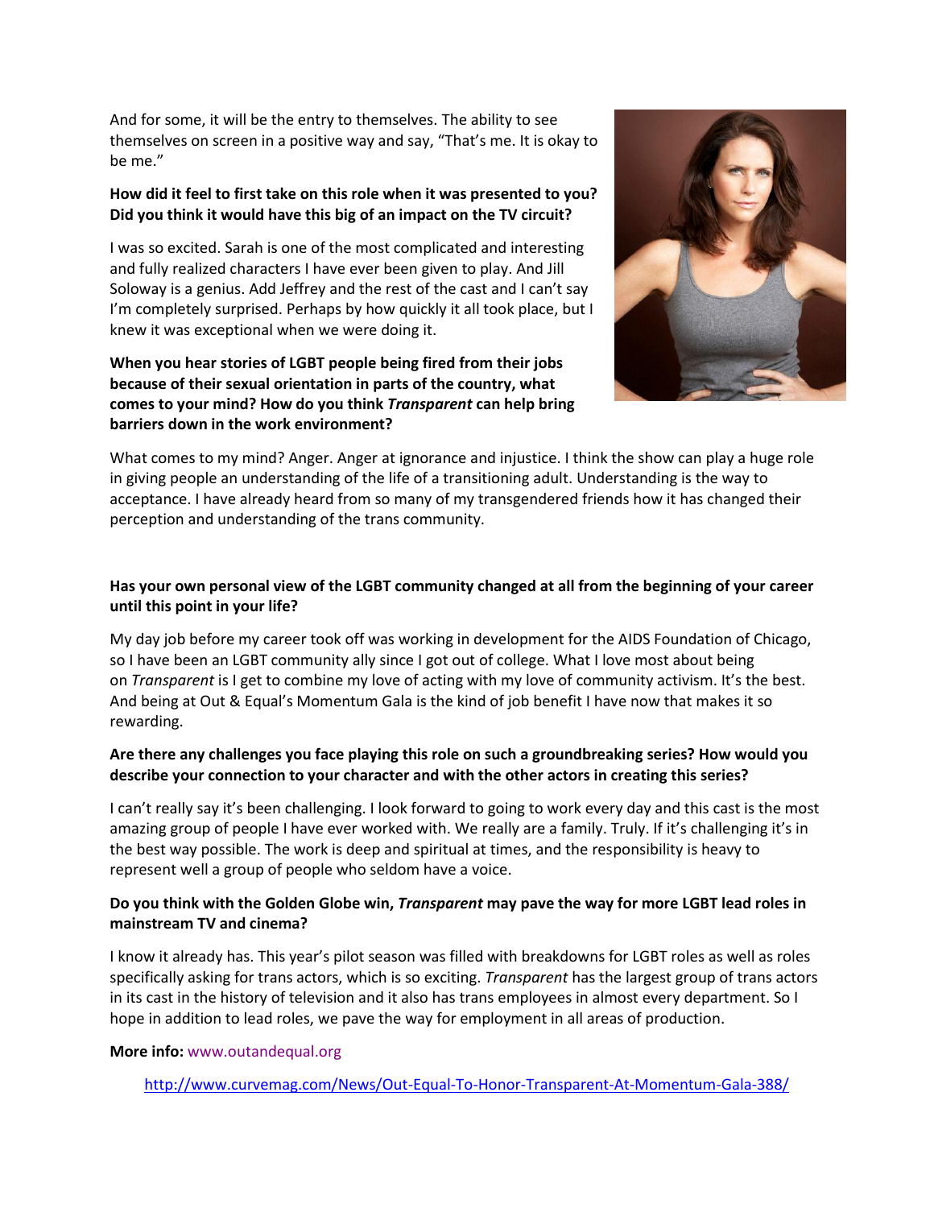And for some, it will be the entry to themselves. The ability to see themselves on screen in a positive way and say, "That's me. It is okay to be me."

**How did it feel to first take on this role when it was presented to you? Did you think it would have this big of an impact on the TV circuit?**

I was so excited. Sarah is one of the most complicated and interesting and fully realized characters I have ever been given to play. And Jill Soloway is a genius. Add Jeffrey and the rest of the cast and I can't say I'm completely surprised. Perhaps by how quickly it all took place, but I knew it was exceptional when we were doing it.

**When you hear stories of LGBT people being fired from their jobs because of their sexual orientation in parts of the country, what comes to your mind? How do you think *Transparent* can help bring barriers down in the work environment?**

What comes to my mind? Anger. Anger at ignorance and injustice. I think the show can play a huge role in giving people an understanding of the life of a transitioning adult. Understanding is the way to acceptance. I have already heard from so many of my transgendered friends how it has changed their perception and understanding of the trans community.

**Has your own personal view of the LGBT community changed at all from the beginning of your career until this point in your life?**

My day job before my career took off was working in development for the AIDS Foundation of Chicago, so I have been an LGBT community ally since I got out of college. What I love most about being on *Transparent* is I get to combine my love of acting with my love of community activism. It's the best. And being at Out & Equal's Momentum Gala is the kind of job benefit I have now that makes it so rewarding.

**Are there any challenges you face playing this role on such a groundbreaking series? How would you describe your connection to your character and with the other actors in creating this series?**

I can't really say it's been challenging. I look forward to going to work every day and this cast is the most amazing group of people I have ever worked with. We really are a family. Truly. If it's challenging it's in the best way possible. The work is deep and spiritual at times, and the responsibility is heavy to represent well a group of people who seldom have a voice.

**Do you think with the Golden Globe win, *Transparent* may pave the way for more LGBT lead roles in mainstream TV and cinema?**

I know it already has. This year's pilot season was filled with breakdowns for LGBT roles as well as roles specifically asking for trans actors, which is so exciting. *Transparent* has the largest group of trans actors in its cast in the history of television and it also has trans employees in almost every department. So I hope in addition to lead roles, we pave the way for employment in all areas of production.

**More info:** www.outandequal.org

http://www.curvemag.com/News/Out-Equal-To-Honor-Transparent-At-Momentum-Gala-388/